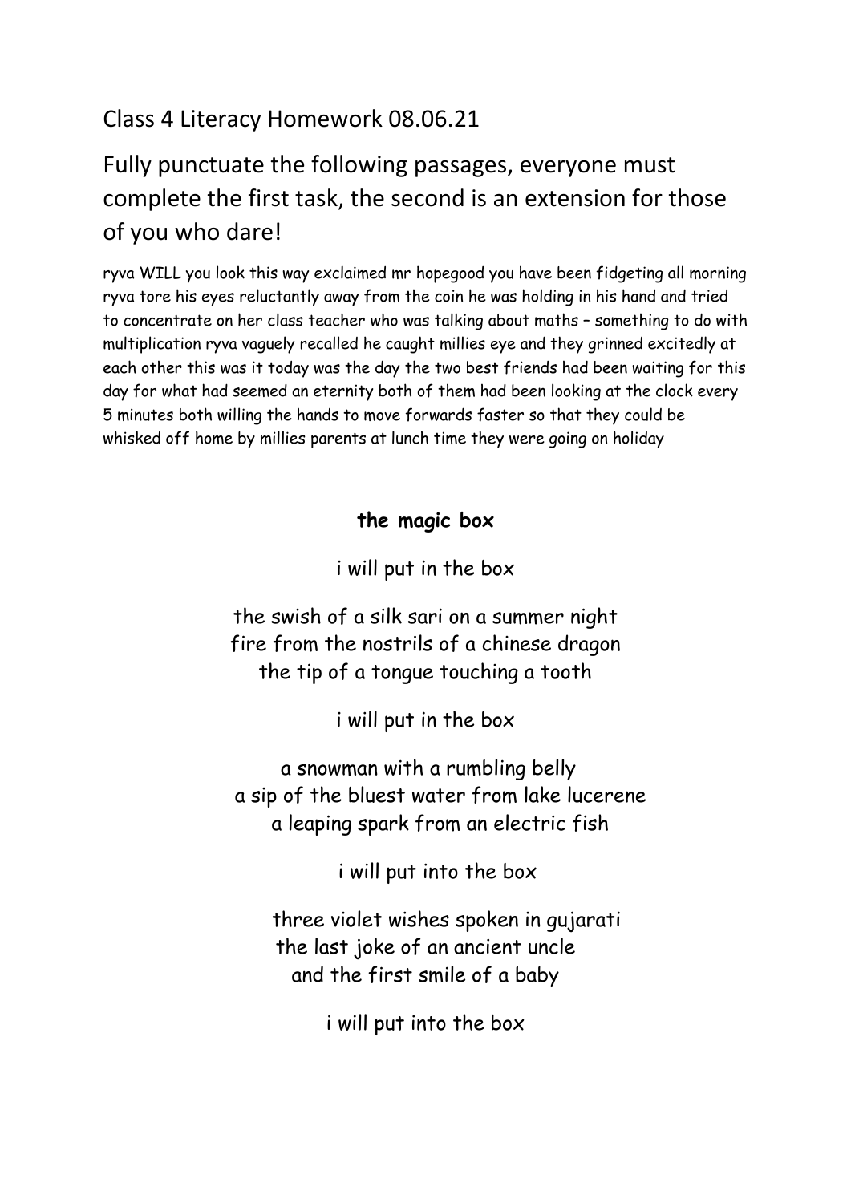# Class 4 Literacy Homework 08.06.21

## Fully punctuate the following passages, everyone must complete the first task, the second is an extension for those of you who dare!

ryva WILL you look this way exclaimed mr hopegood you have been fidgeting all morning ryva tore his eyes reluctantly away from the coin he was holding in his hand and tried to concentrate on her class teacher who was talking about maths – something to do with multiplication ryva vaguely recalled he caught millies eye and they grinned excitedly at each other this was it today was the day the two best friends had been waiting for this day for what had seemed an eternity both of them had been looking at the clock every 5 minutes both willing the hands to move forwards faster so that they could be whisked off home by millies parents at lunch time they were going on holiday

**the magic box**

i will put in the box

the swish of a silk sari on a summer night
fire from the nostrils of a chinese dragon
the tip of a tongue touching a tooth

i will put in the box

a snowman with a rumbling belly
a sip of the bluest water from lake lucerene
a leaping spark from an electric fish

i will put into the box

three violet wishes spoken in gujarati
the last joke of an ancient uncle
and the first smile of a baby

i will put into the box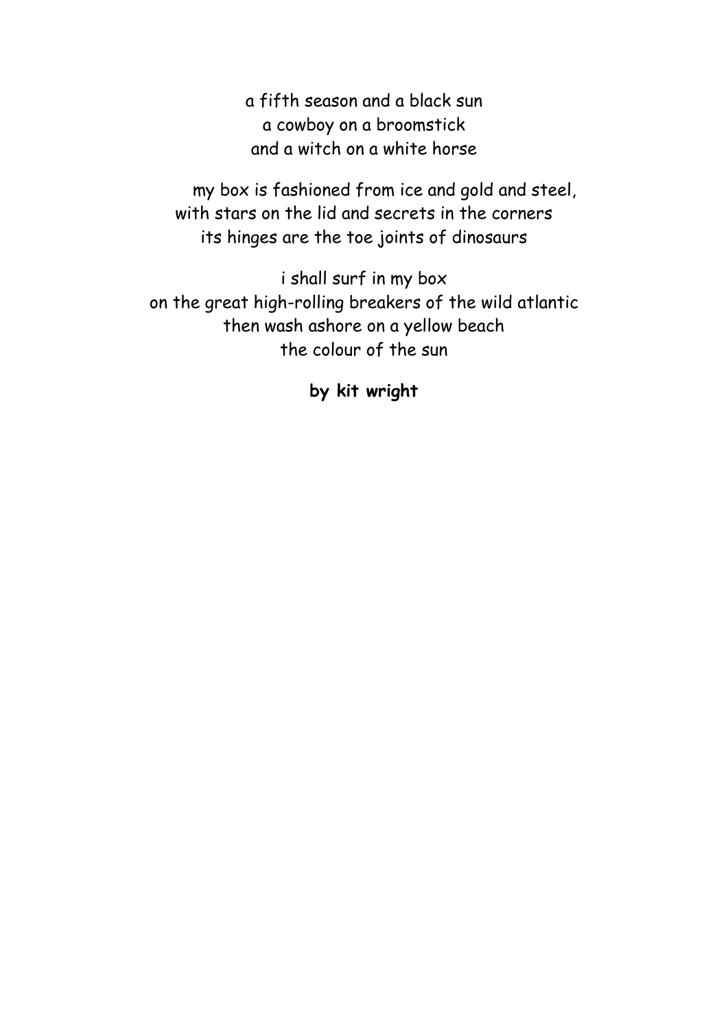a fifth season and a black sun  
a cowboy on a broomstick  
and a witch on a white horse

my box is fashioned from ice and gold and steel,  
with stars on the lid and secrets in the corners  
its hinges are the toe joints of dinosaurs

i shall surf in my box  
on the great high-rolling breakers of the wild atlantic  
then wash ashore on a yellow beach  
the colour of the sun

**by kit wright**